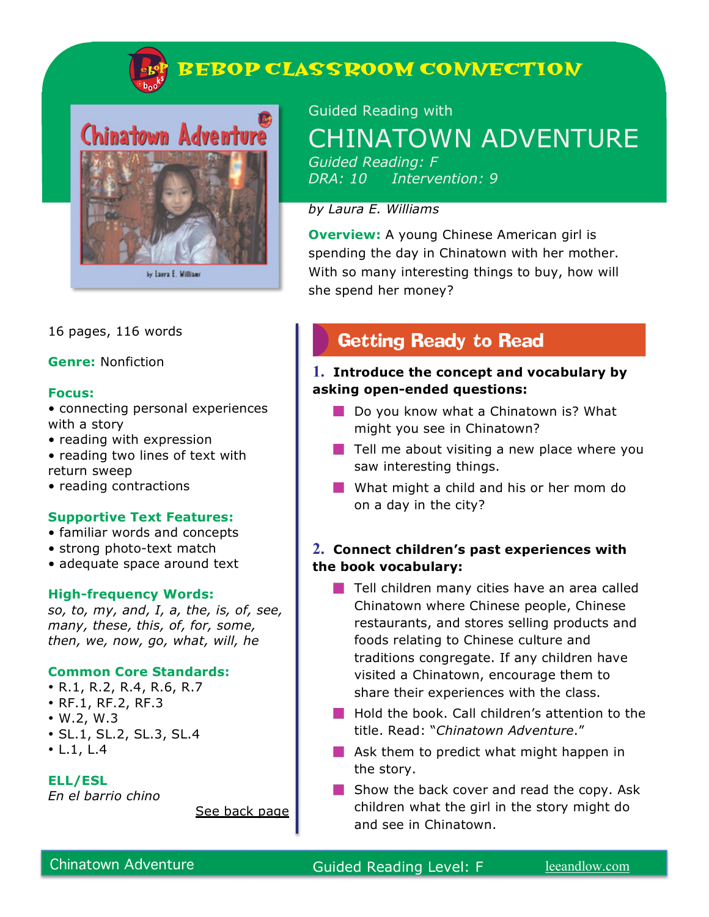# BEBOP CLASSROOM CONNECTION

Guided Reading with

# CHINATOWN ADVENTURE

*Guided Reading: F*
*DRA: 10      Intervention: 9*

*by Laura E. Williams*

**Overview:** A young Chinese American girl is spending the day in Chinatown with her mother. With so many interesting things to buy, how will she spend her money?

16 pages, 116 words

**Genre:** Nonfiction

**Focus:**
- connecting personal experiences with a story
- reading with expression
- reading two lines of text with return sweep
- reading contractions

**Supportive Text Features:**
- familiar words and concepts
- strong photo-text match
- adequate space around text

**High-frequency Words:**
*so, to, my, and, I, a, the, is, of, see, many, these, this, of, for, some, then, we, now, go, what, will, he*

**Common Core Standards:**
- R.1, R.2, R.4, R.6, R.7
- RF.1, RF.2, RF.3
- W.2, W.3
- SL.1, SL.2, SL.3, SL.4
- L.1, L.4

**ELL/ESL**
*En el barrio chino*

See back page

## Getting Ready to Read

**1. Introduce the concept and vocabulary by asking open-ended questions:**

- Do you know what a Chinatown is? What might you see in Chinatown?
- Tell me about visiting a new place where you saw interesting things.
- What might a child and his or her mom do on a day in the city?

**2. Connect children's past experiences with the book vocabulary:**

- Tell children many cities have an area called Chinatown where Chinese people, Chinese restaurants, and stores selling products and foods relating to Chinese culture and traditions congregate. If any children have visited a Chinatown, encourage them to share their experiences with the class.
- Hold the book. Call children's attention to the title. Read: "*Chinatown Adventure*."
- Ask them to predict what might happen in the story.
- Show the back cover and read the copy. Ask children what the girl in the story might do and see in Chinatown.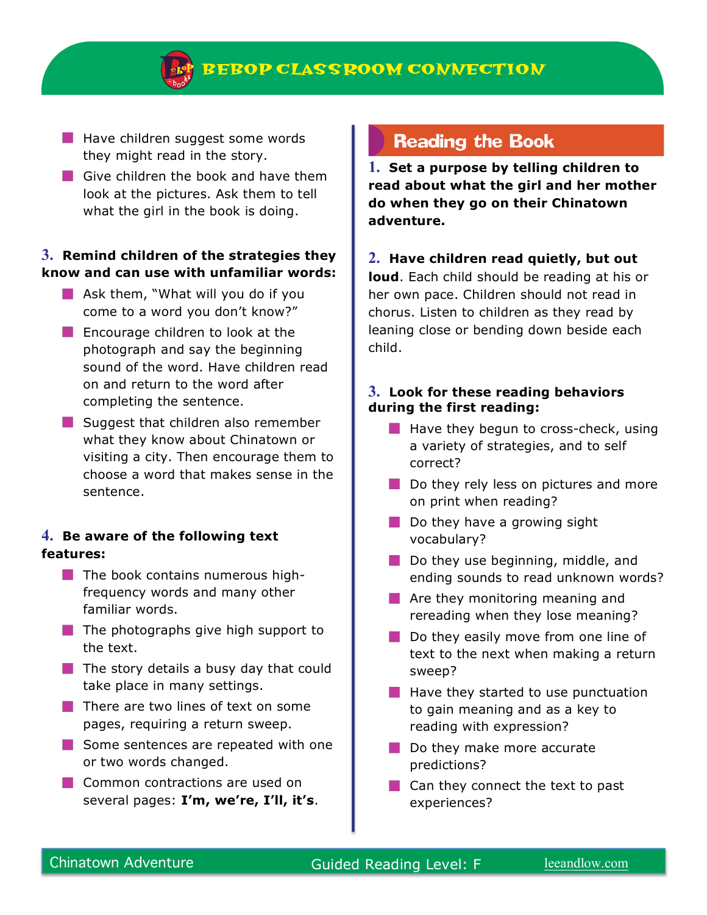- Have children suggest some words they might read in the story.
- Give children the book and have them look at the pictures. Ask them to tell what the girl in the book is doing.

**3. Remind children of the strategies they know and can use with unfamiliar words:**

- Ask them, "What will you do if you come to a word you don't know?"
- Encourage children to look at the photograph and say the beginning sound of the word. Have children read on and return to the word after completing the sentence.
- Suggest that children also remember what they know about Chinatown or visiting a city. Then encourage them to choose a word that makes sense in the sentence.

**4. Be aware of the following text features:**

- The book contains numerous high-frequency words and many other familiar words.
- The photographs give high support to the text.
- The story details a busy day that could take place in many settings.
- There are two lines of text on some pages, requiring a return sweep.
- Some sentences are repeated with one or two words changed.
- Common contractions are used on several pages: **I'm, we're, I'll, it's**.

## Reading the Book

**1. Set a purpose by telling children to read about what the girl and her mother do when they go on their Chinatown adventure.**

**2. Have children read quietly, but out loud**. Each child should be reading at his or her own pace. Children should not read in chorus. Listen to children as they read by leaning close or bending down beside each child.

**3. Look for these reading behaviors during the first reading:**

- Have they begun to cross-check, using a variety of strategies, and to self correct?
- Do they rely less on pictures and more on print when reading?
- Do they have a growing sight vocabulary?
- Do they use beginning, middle, and ending sounds to read unknown words?
- Are they monitoring meaning and rereading when they lose meaning?
- Do they easily move from one line of text to the next when making a return sweep?
- Have they started to use punctuation to gain meaning and as a key to reading with expression?
- Do they make more accurate predictions?
- Can they connect the text to past experiences?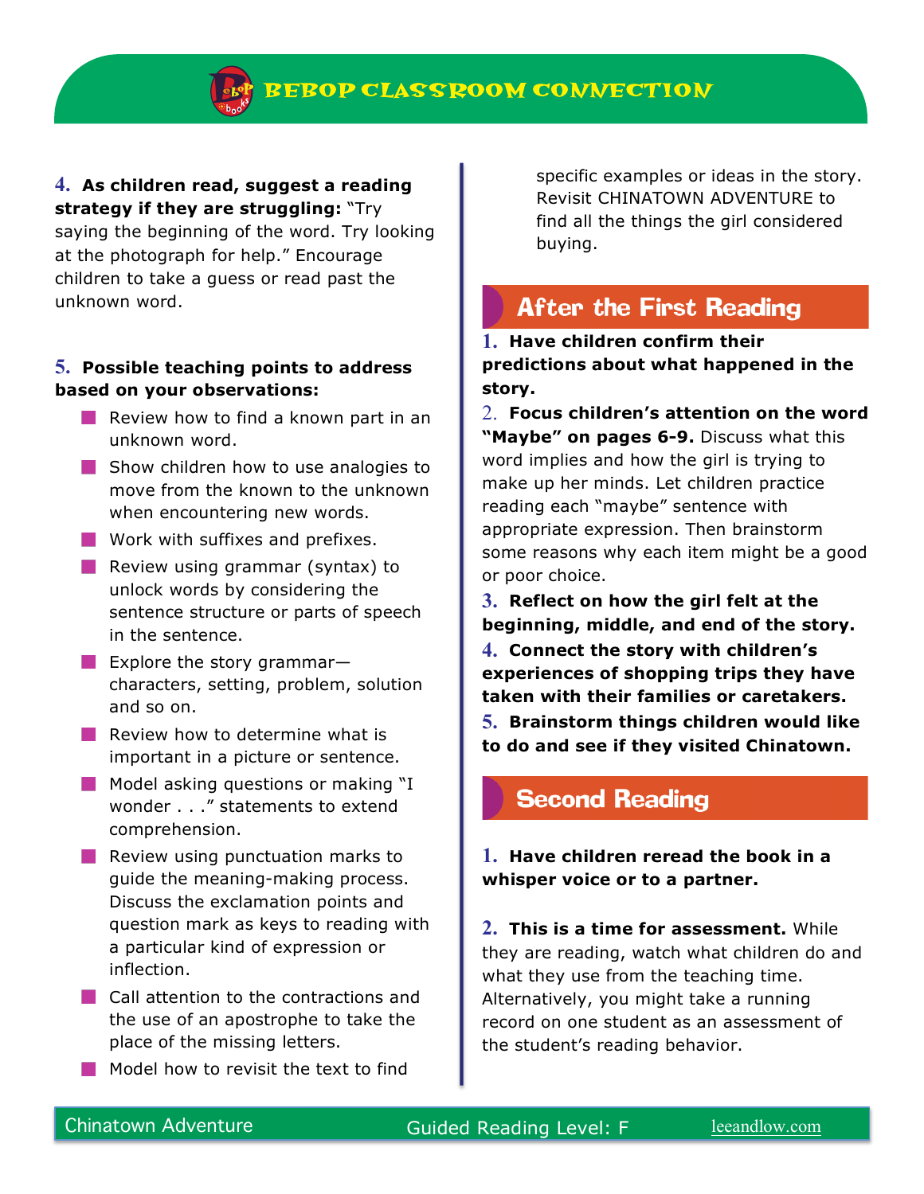**4. As children read, suggest a reading strategy if they are struggling:** "Try saying the beginning of the word. Try looking at the photograph for help." Encourage children to take a guess or read past the unknown word.

**5. Possible teaching points to address based on your observations:**

- Review how to find a known part in an unknown word.
- Show children how to use analogies to move from the known to the unknown when encountering new words.
- Work with suffixes and prefixes.
- Review using grammar (syntax) to unlock words by considering the sentence structure or parts of speech in the sentence.
- Explore the story grammar—characters, setting, problem, solution and so on.
- Review how to determine what is important in a picture or sentence.
- Model asking questions or making "I wonder . . ." statements to extend comprehension.
- Review using punctuation marks to guide the meaning-making process. Discuss the exclamation points and question mark as keys to reading with a particular kind of expression or inflection.
- Call attention to the contractions and the use of an apostrophe to take the place of the missing letters.
- Model how to revisit the text to find specific examples or ideas in the story. Revisit CHINATOWN ADVENTURE to find all the things the girl considered buying.

## After the First Reading

**1. Have children confirm their predictions about what happened in the story.**

**2. Focus children's attention on the word "Maybe" on pages 6-9.** Discuss what this word implies and how the girl is trying to make up her minds. Let children practice reading each "maybe" sentence with appropriate expression. Then brainstorm some reasons why each item might be a good or poor choice.

**3. Reflect on how the girl felt at the beginning, middle, and end of the story.**

**4. Connect the story with children's experiences of shopping trips they have taken with their families or caretakers.**

**5. Brainstorm things children would like to do and see if they visited Chinatown.**

## Second Reading

**1. Have children reread the book in a whisper voice or to a partner.**

**2. This is a time for assessment.** While they are reading, watch what children do and what they use from the teaching time. Alternatively, you might take a running record on one student as an assessment of the student's reading behavior.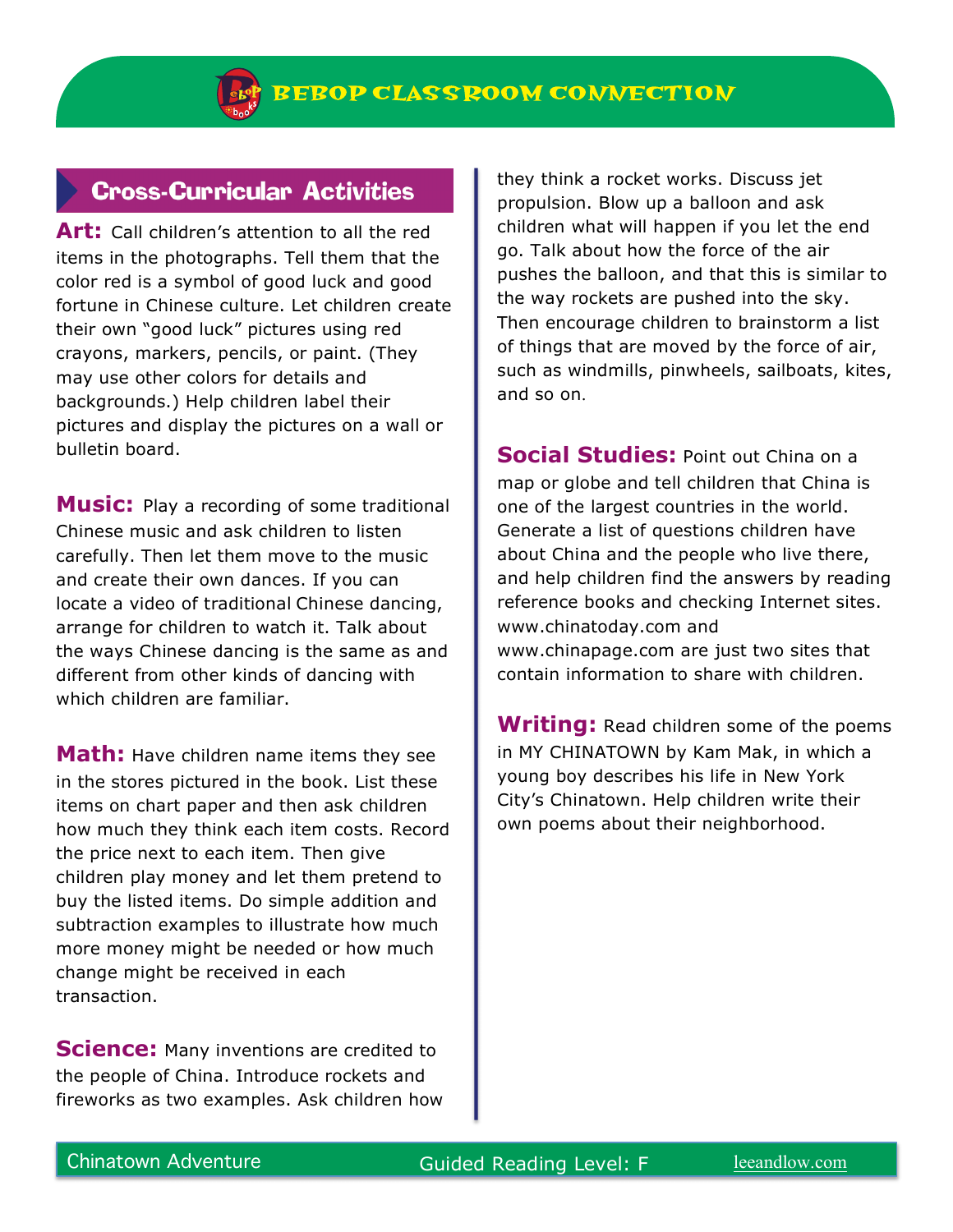# BEBOP CLASSROOM CONNECTION

## Cross-Curricular Activities

**Art:** Call children's attention to all the red items in the photographs. Tell them that the color red is a symbol of good luck and good fortune in Chinese culture. Let children create their own "good luck" pictures using red crayons, markers, pencils, or paint. (They may use other colors for details and backgrounds.) Help children label their pictures and display the pictures on a wall or bulletin board.

**Music:** Play a recording of some traditional Chinese music and ask children to listen carefully. Then let them move to the music and create their own dances. If you can locate a video of traditional Chinese dancing, arrange for children to watch it. Talk about the ways Chinese dancing is the same as and different from other kinds of dancing with which children are familiar.

**Math:** Have children name items they see in the stores pictured in the book. List these items on chart paper and then ask children how much they think each item costs. Record the price next to each item. Then give children play money and let them pretend to buy the listed items. Do simple addition and subtraction examples to illustrate how much more money might be needed or how much change might be received in each transaction.

**Science:** Many inventions are credited to the people of China. Introduce rockets and fireworks as two examples. Ask children how they think a rocket works. Discuss jet propulsion. Blow up a balloon and ask children what will happen if you let the end go. Talk about how the force of the air pushes the balloon, and that this is similar to the way rockets are pushed into the sky. Then encourage children to brainstorm a list of things that are moved by the force of air, such as windmills, pinwheels, sailboats, kites, and so on.

**Social Studies:** Point out China on a map or globe and tell children that China is one of the largest countries in the world. Generate a list of questions children have about China and the people who live there, and help children find the answers by reading reference books and checking Internet sites. www.chinatoday.com and www.chinapage.com are just two sites that contain information to share with children.

**Writing:** Read children some of the poems in MY CHINATOWN by Kam Mak, in which a young boy describes his life in New York City's Chinatown. Help children write their own poems about their neighborhood.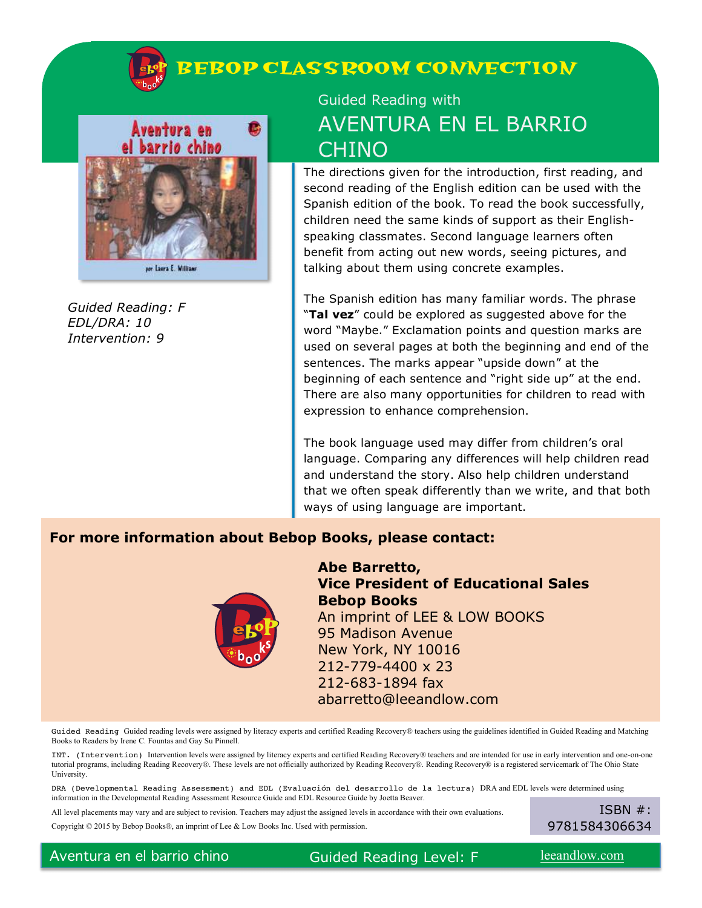# BEBOP CLASSROOM CONNECTION

## Guided Reading with
## AVENTURA EN EL BARRIO CHINO

*Guided Reading: F*
*EDL/DRA: 10*
*Intervention: 9*

The directions given for the introduction, first reading, and second reading of the English edition can be used with the Spanish edition of the book. To read the book successfully, children need the same kinds of support as their English-speaking classmates. Second language learners often benefit from acting out new words, seeing pictures, and talking about them using concrete examples.

The Spanish edition has many familiar words. The phrase "**Tal vez**" could be explored as suggested above for the word "Maybe." Exclamation points and question marks are used on several pages at both the beginning and end of the sentences. The marks appear "upside down" at the beginning of each sentence and "right side up" at the end. There are also many opportunities for children to read with expression to enhance comprehension.

The book language used may differ from children's oral language. Comparing any differences will help children read and understand the story. Also help children understand that we often speak differently than we write, and that both ways of using language are important.

**For more information about Bebop Books, please contact:**

**Abe Barretto,**
**Vice President of Educational Sales**
**Bebop Books**
An imprint of LEE & LOW BOOKS
95 Madison Avenue
New York, NY 10016
212-779-4400 x 23
212-683-1894 fax
abarretto@leeandlow.com

Guided Reading Guided reading levels were assigned by literacy experts and certified Reading Recovery® teachers using the guidelines identified in Guided Reading and Matching Books to Readers by Irene C. Fountas and Gay Su Pinnell.

INT. (Intervention) Intervention levels were assigned by literacy experts and certified Reading Recovery® teachers and are intended for use in early intervention and one-on-one tutorial programs, including Reading Recovery®. These levels are not officially authorized by Reading Recovery®. Reading Recovery® is a registered servicemark of The Ohio State University.

DRA (Developmental Reading Assessment) and EDL (Evaluación del desarrollo de la lectura) DRA and EDL levels were determined using information in the Developmental Reading Assessment Resource Guide and EDL Resource Guide by Joetta Beaver.

All level placements may vary and are subject to revision. Teachers may adjust the assigned levels in accordance with their own evaluations.

Copyright © 2015 by Bebop Books®, an imprint of Lee & Low Books Inc. Used with permission.

ISBN #: 9781584306634